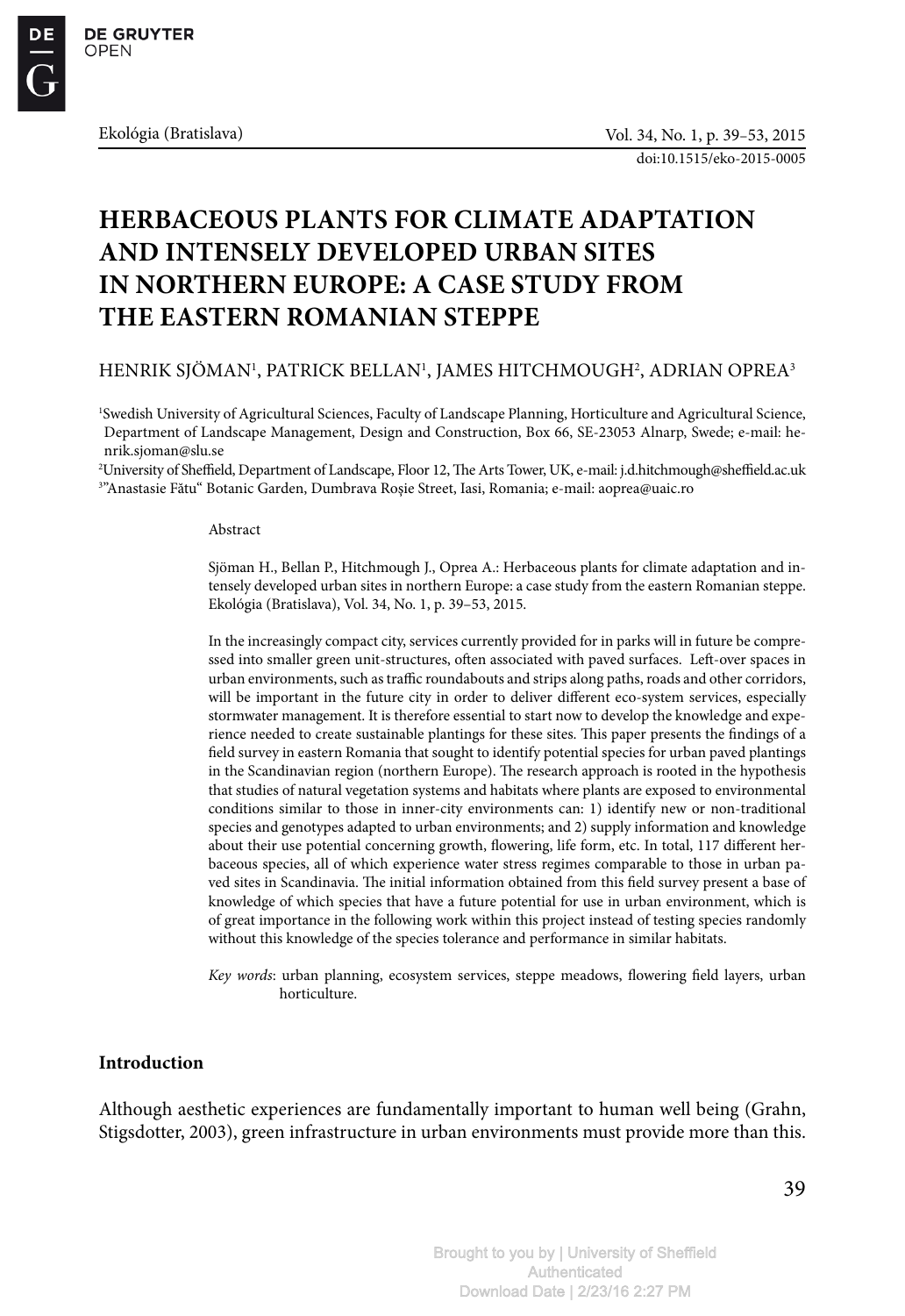# HERBACEOUS PLANTS FOR CLIMATE ADAPTATION AND INTENSELY DEVELOPED URBAN SITES IN NORTHERN EUROPE: A CASE STUDY FROM THE EASTERN ROMANIAN STEPPE

HENRIK SJÖMAN[1], PATRICK BELLAN[1], JAMES HITCHMOUGH[2], ADRIAN OPREA[3]

[1]Swedish University of Agricultural Sciences, Faculty of Landscape Planning, Horticulture and Agricultural Science, Department of Landscape Management, Design and Construction, Box 66, SE-23053 Alnarp, Swede; e-mail: henrik.sjoman@slu.se

[2]University of Sheffield, Department of Landscape, Floor 12, The Arts Tower, UK, e-mail: j.d.hitchmough@sheffield.ac.uk

[3]"Anastasie Fătu" Botanic Garden, Dumbrava Roşie Street, Iasi, Romania; e-mail: aoprea@uaic.ro

Abstract

Sjöman H., Bellan P., Hitchmough J., Oprea A.: Herbaceous plants for climate adaptation and intensely developed urban sites in northern Europe: a case study from the eastern Romanian steppe. Ekológia (Bratislava), Vol. 34, No. 1, p. 39–53, 2015.

In the increasingly compact city, services currently provided for in parks will in future be compressed into smaller green unit-structures, often associated with paved surfaces. Left-over spaces in urban environments, such as traffic roundabouts and strips along paths, roads and other corridors, will be important in the future city in order to deliver different eco-system services, especially stormwater management. It is therefore essential to start now to develop the knowledge and experience needed to create sustainable plantings for these sites. This paper presents the findings of a field survey in eastern Romania that sought to identify potential species for urban paved plantings in the Scandinavian region (northern Europe). The research approach is rooted in the hypothesis that studies of natural vegetation systems and habitats where plants are exposed to environmental conditions similar to those in inner-city environments can: 1) identify new or non-traditional species and genotypes adapted to urban environments; and 2) supply information and knowledge about their use potential concerning growth, flowering, life form, etc. In total, 117 different herbaceous species, all of which experience water stress regimes comparable to those in urban paved sites in Scandinavia. The initial information obtained from this field survey present a base of knowledge of which species that have a future potential for use in urban environment, which is of great importance in the following work within this project instead of testing species randomly without this knowledge of the species tolerance and performance in similar habitats.

*Key words*: urban planning, ecosystem services, steppe meadows, flowering field layers, urban horticulture.

## Introduction

Although aesthetic experiences are fundamentally important to human well being (Grahn, Stigsdotter, 2003), green infrastructure in urban environments must provide more than this.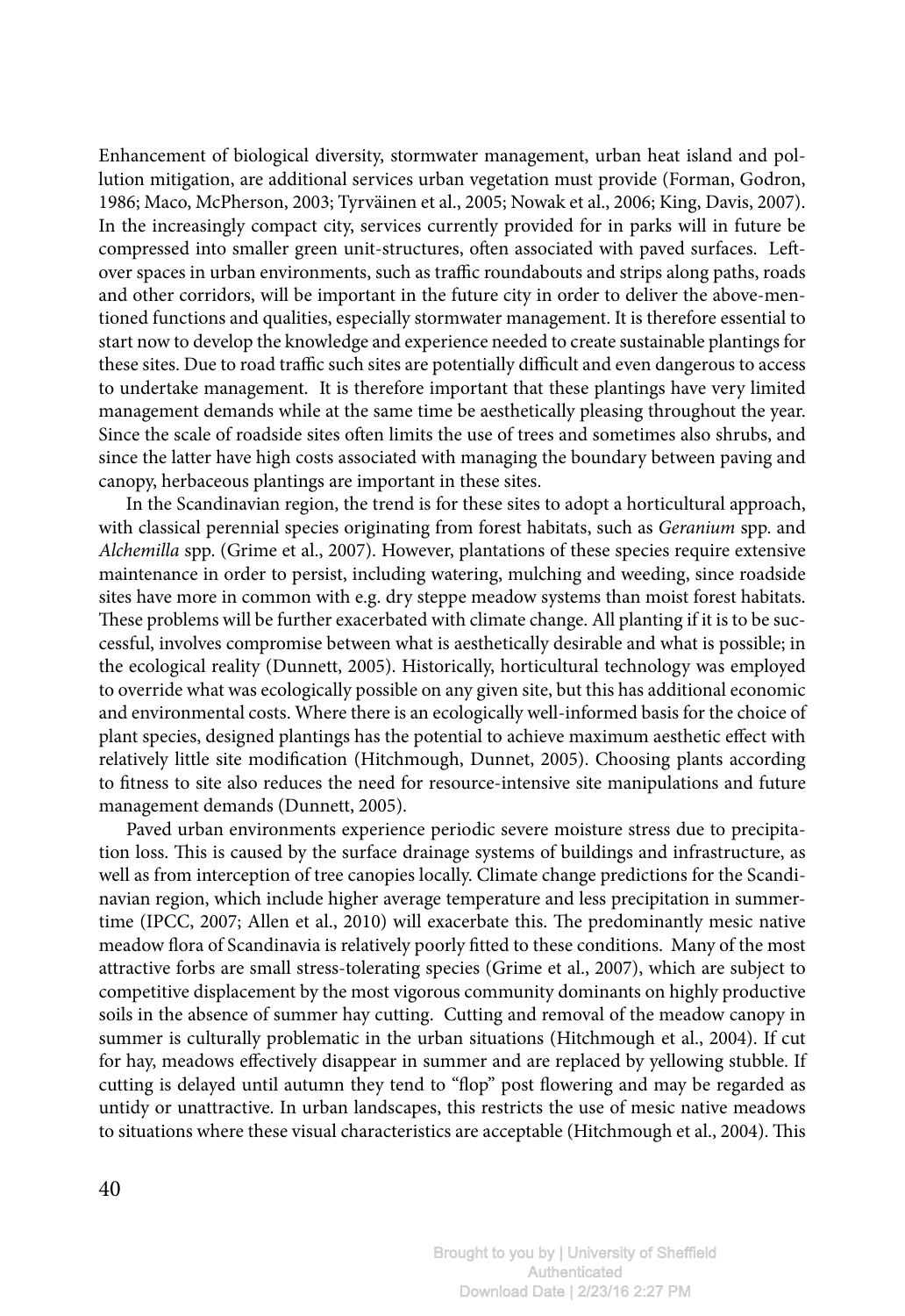Enhancement of biological diversity, stormwater management, urban heat island and pollution mitigation, are additional services urban vegetation must provide (Forman, Godron, 1986; Maco, McPherson, 2003; Tyrväinen et al., 2005; Nowak et al., 2006; King, Davis, 2007). In the increasingly compact city, services currently provided for in parks will in future be compressed into smaller green unit-structures, often associated with paved surfaces. Left-over spaces in urban environments, such as traffic roundabouts and strips along paths, roads and other corridors, will be important in the future city in order to deliver the above-mentioned functions and qualities, especially stormwater management. It is therefore essential to start now to develop the knowledge and experience needed to create sustainable plantings for these sites. Due to road traffic such sites are potentially difficult and even dangerous to access to undertake management. It is therefore important that these plantings have very limited management demands while at the same time be aesthetically pleasing throughout the year. Since the scale of roadside sites often limits the use of trees and sometimes also shrubs, and since the latter have high costs associated with managing the boundary between paving and canopy, herbaceous plantings are important in these sites.

In the Scandinavian region, the trend is for these sites to adopt a horticultural approach, with classical perennial species originating from forest habitats, such as *Geranium* spp. and *Alchemilla* spp. (Grime et al., 2007). However, plantations of these species require extensive maintenance in order to persist, including watering, mulching and weeding, since roadside sites have more in common with e.g. dry steppe meadow systems than moist forest habitats. These problems will be further exacerbated with climate change. All planting if it is to be successful, involves compromise between what is aesthetically desirable and what is possible; in the ecological reality (Dunnett, 2005). Historically, horticultural technology was employed to override what was ecologically possible on any given site, but this has additional economic and environmental costs. Where there is an ecologically well-informed basis for the choice of plant species, designed plantings has the potential to achieve maximum aesthetic effect with relatively little site modification (Hitchmough, Dunnet, 2005). Choosing plants according to fitness to site also reduces the need for resource-intensive site manipulations and future management demands (Dunnett, 2005).

Paved urban environments experience periodic severe moisture stress due to precipitation loss. This is caused by the surface drainage systems of buildings and infrastructure, as well as from interception of tree canopies locally. Climate change predictions for the Scandinavian region, which include higher average temperature and less precipitation in summertime (IPCC, 2007; Allen et al., 2010) will exacerbate this. The predominantly mesic native meadow flora of Scandinavia is relatively poorly fitted to these conditions. Many of the most attractive forbs are small stress-tolerating species (Grime et al., 2007), which are subject to competitive displacement by the most vigorous community dominants on highly productive soils in the absence of summer hay cutting. Cutting and removal of the meadow canopy in summer is culturally problematic in the urban situations (Hitchmough et al., 2004). If cut for hay, meadows effectively disappear in summer and are replaced by yellowing stubble. If cutting is delayed until autumn they tend to "flop" post flowering and may be regarded as untidy or unattractive. In urban landscapes, this restricts the use of mesic native meadows to situations where these visual characteristics are acceptable (Hitchmough et al., 2004). This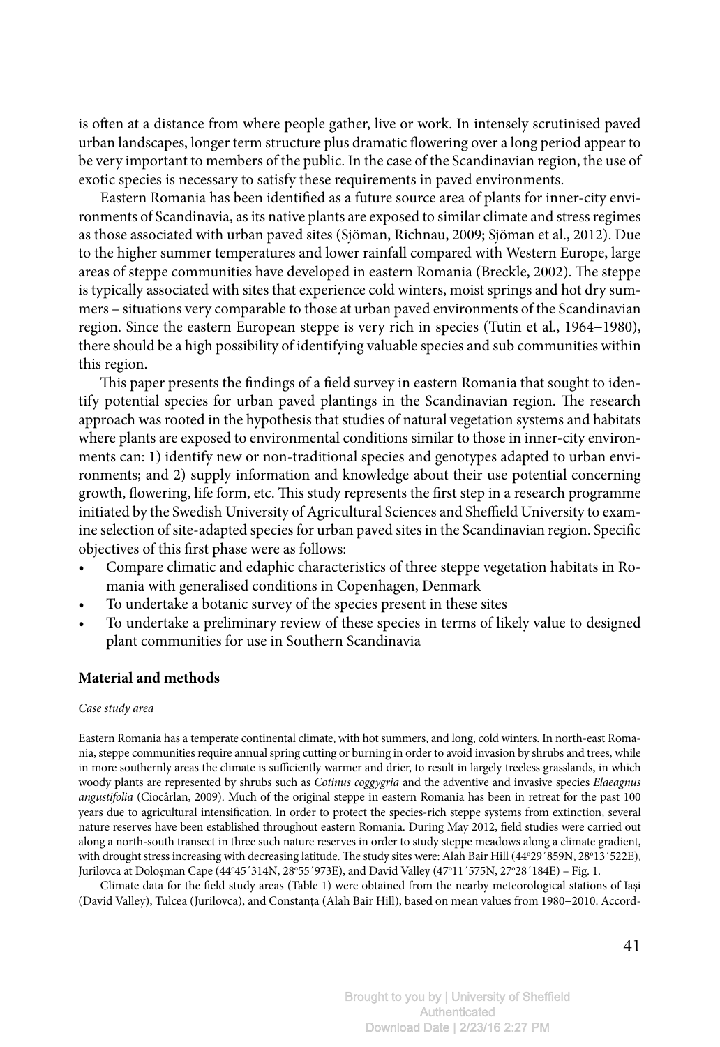is often at a distance from where people gather, live or work. In intensely scrutinised paved urban landscapes, longer term structure plus dramatic flowering over a long period appear to be very important to members of the public. In the case of the Scandinavian region, the use of exotic species is necessary to satisfy these requirements in paved environments.

Eastern Romania has been identified as a future source area of plants for inner-city environments of Scandinavia, as its native plants are exposed to similar climate and stress regimes as those associated with urban paved sites (Sjöman, Richnau, 2009; Sjöman et al., 2012). Due to the higher summer temperatures and lower rainfall compared with Western Europe, large areas of steppe communities have developed in eastern Romania (Breckle, 2002). The steppe is typically associated with sites that experience cold winters, moist springs and hot dry summers – situations very comparable to those at urban paved environments of the Scandinavian region. Since the eastern European steppe is very rich in species (Tutin et al., 1964–1980), there should be a high possibility of identifying valuable species and sub communities within this region.

This paper presents the findings of a field survey in eastern Romania that sought to identify potential species for urban paved plantings in the Scandinavian region. The research approach was rooted in the hypothesis that studies of natural vegetation systems and habitats where plants are exposed to environmental conditions similar to those in inner-city environments can: 1) identify new or non-traditional species and genotypes adapted to urban environments; and 2) supply information and knowledge about their use potential concerning growth, flowering, life form, etc. This study represents the first step in a research programme initiated by the Swedish University of Agricultural Sciences and Sheffield University to examine selection of site-adapted species for urban paved sites in the Scandinavian region. Specific objectives of this first phase were as follows:

- Compare climatic and edaphic characteristics of three steppe vegetation habitats in Romania with generalised conditions in Copenhagen, Denmark
- To undertake a botanic survey of the species present in these sites
- To undertake a preliminary review of these species in terms of likely value to designed plant communities for use in Southern Scandinavia

## Material and methods

*Case study area*

Eastern Romania has a temperate continental climate, with hot summers, and long, cold winters. In north-east Romania, steppe communities require annual spring cutting or burning in order to avoid invasion by shrubs and trees, while in more southernly areas the climate is sufficiently warmer and drier, to result in largely treeless grasslands, in which woody plants are represented by shrubs such as *Cotinus coggygria* and the adventive and invasive species *Elaeagnus angustifolia* (Ciocârlan, 2009). Much of the original steppe in eastern Romania has been in retreat for the past 100 years due to agricultural intensification. In order to protect the species-rich steppe systems from extinction, several nature reserves have been established throughout eastern Romania. During May 2012, field studies were carried out along a north-south transect in three such nature reserves in order to study steppe meadows along a climate gradient, with drought stress increasing with decreasing latitude. The study sites were: Alah Bair Hill (44º29´859N, 28º13´522E), Jurilovca at Doloşman Cape (44º45´314N, 28º55´973E), and David Valley (47º11´575N, 27º28´184E) – Fig. 1.

Climate data for the field study areas (Table 1) were obtained from the nearby meteorological stations of Iaşi (David Valley), Tulcea (Jurilovca), and Constanţa (Alah Bair Hill), based on mean values from 1980–2010. Accord-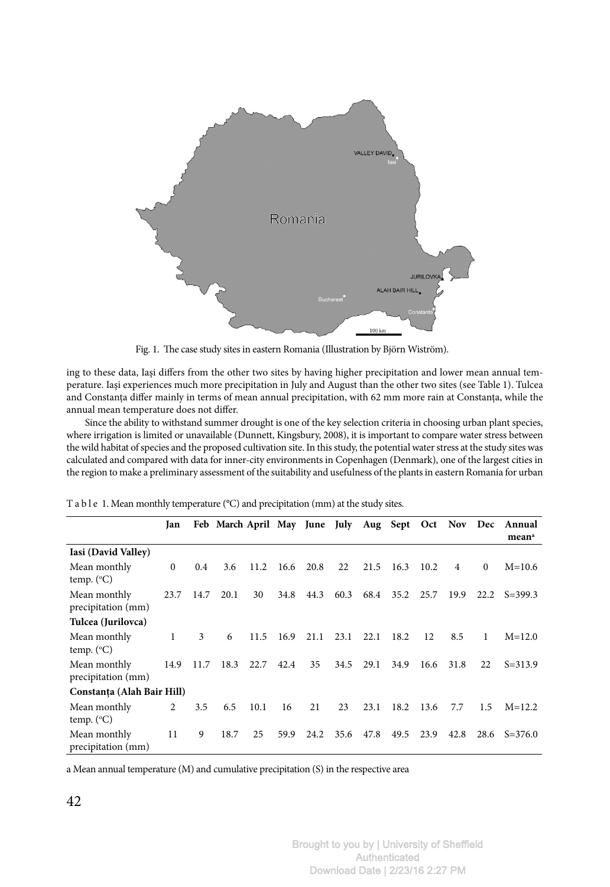Fig. 1. The case study sites in eastern Romania (Illustration by Björn Wiström).

ing to these data, Iași differs from the other two sites by having higher precipitation and lower mean annual temperature. Iași experiences much more precipitation in July and August than the other two sites (see Table 1). Tulcea and Constanța differ mainly in terms of mean annual precipitation, with 62 mm more rain at Constanța, while the annual mean temperature does not differ.

Since the ability to withstand summer drought is one of the key selection criteria in choosing urban plant species, where irrigation is limited or unavailable (Dunnett, Kingsbury, 2008), it is important to compare water stress between the wild habitat of species and the proposed cultivation site. In this study, the potential water stress at the study sites was calculated and compared with data for inner-city environments in Copenhagen (Denmark), one of the largest cities in the region to make a preliminary assessment of the suitability and usefulness of the plants in eastern Romania for urban

Table 1. Mean monthly temperature (°C) and precipitation (mm) at the study sites.

| | Jan | Feb | March | April | May | June | July | Aug | Sept | Oct | Nov | Dec | Annual mean[a] |
|---|---|---|---|---|---|---|---|---|---|---|---|---|---|
| **Iasi (David Valley)** | | | | | | | | | | | | | |
| Mean monthly temp. (°C) | 0 | 0.4 | 3.6 | 11.2 | 16.6 | 20.8 | 22 | 21.5 | 16.3 | 10.2 | 4 | 0 | M=10.6 |
| Mean monthly precipitation (mm) | 23.7 | 14.7 | 20.1 | 30 | 34.8 | 44.3 | 60.3 | 68.4 | 35.2 | 25.7 | 19.9 | 22.2 | S=399.3 |
| **Tulcea (Jurilovca)** | | | | | | | | | | | | | |
| Mean monthly temp. (°C) | 1 | 3 | 6 | 11.5 | 16.9 | 21.1 | 23.1 | 22.1 | 18.2 | 12 | 8.5 | 1 | M=12.0 |
| Mean monthly precipitation (mm) | 14.9 | 11.7 | 18.3 | 22.7 | 42.4 | 35 | 34.5 | 29.1 | 34.9 | 16.6 | 31.8 | 22 | S=313.9 |
| **Constanța (Alah Bair Hill)** | | | | | | | | | | | | | |
| Mean monthly temp. (°C) | 2 | 3.5 | 6.5 | 10.1 | 16 | 21 | 23 | 23.1 | 18.2 | 13.6 | 7.7 | 1.5 | M=12.2 |
| Mean monthly precipitation (mm) | 11 | 9 | 18.7 | 25 | 59.9 | 24.2 | 35.6 | 47.8 | 49.5 | 23.9 | 42.8 | 28.6 | S=376.0 |

a Mean annual temperature (M) and cumulative precipitation (S) in the respective area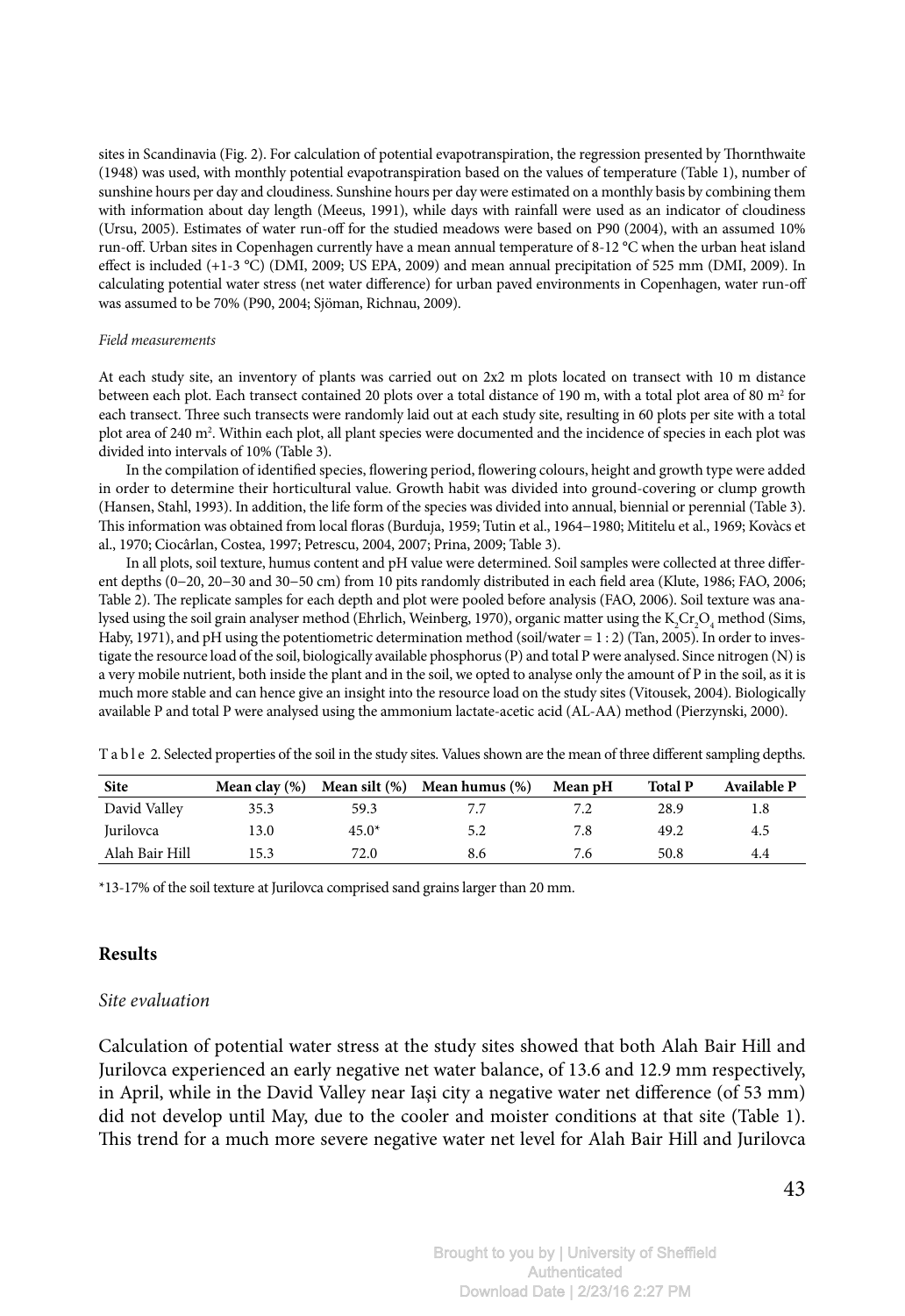sites in Scandinavia (Fig. 2). For calculation of potential evapotranspiration, the regression presented by Thornthwaite (1948) was used, with monthly potential evapotranspiration based on the values of temperature (Table 1), number of sunshine hours per day and cloudiness. Sunshine hours per day were estimated on a monthly basis by combining them with information about day length (Meeus, 1991), while days with rainfall were used as an indicator of cloudiness (Ursu, 2005). Estimates of water run-off for the studied meadows were based on P90 (2004), with an assumed 10% run-off. Urban sites in Copenhagen currently have a mean annual temperature of 8-12 °C when the urban heat island effect is included (+1-3 °C) (DMI, 2009; US EPA, 2009) and mean annual precipitation of 525 mm (DMI, 2009). In calculating potential water stress (net water difference) for urban paved environments in Copenhagen, water run-off was assumed to be 70% (P90, 2004; Sjöman, Richnau, 2009).

*Field measurements*

At each study site, an inventory of plants was carried out on 2x2 m plots located on transect with 10 m distance between each plot. Each transect contained 20 plots over a total distance of 190 m, with a total plot area of 80 m$^2$ for each transect. Three such transects were randomly laid out at each study site, resulting in 60 plots per site with a total plot area of 240 m$^2$. Within each plot, all plant species were documented and the incidence of species in each plot was divided into intervals of 10% (Table 3).

In the compilation of identified species, flowering period, flowering colours, height and growth type were added in order to determine their horticultural value. Growth habit was divided into ground-covering or clump growth (Hansen, Stahl, 1993). In addition, the life form of the species was divided into annual, biennial or perennial (Table 3). This information was obtained from local floras (Burduja, 1959; Tutin et al., 1964−1980; Mititelu et al., 1969; Kovàcs et al., 1970; Ciocârlan, Costea, 1997; Petrescu, 2004, 2007; Prina, 2009; Table 3).

In all plots, soil texture, humus content and pH value were determined. Soil samples were collected at three different depths (0−20, 20−30 and 30−50 cm) from 10 pits randomly distributed in each field area (Klute, 1986; FAO, 2006; Table 2). The replicate samples for each depth and plot were pooled before analysis (FAO, 2006). Soil texture was analysed using the soil grain analyser method (Ehrlich, Weinberg, 1970), organic matter using the $K_2Cr_2O_4$ method (Sims, Haby, 1971), and pH using the potentiometric determination method (soil/water = 1 : 2) (Tan, 2005). In order to investigate the resource load of the soil, biologically available phosphorus (P) and total P were analysed. Since nitrogen (N) is a very mobile nutrient, both inside the plant and in the soil, we opted to analyse only the amount of P in the soil, as it is much more stable and can hence give an insight into the resource load on the study sites (Vitousek, 2004). Biologically available P and total P were analysed using the ammonium lactate-acetic acid (AL-AA) method (Pierzynski, 2000).

Table 2. Selected properties of the soil in the study sites. Values shown are the mean of three different sampling depths.

| Site | Mean clay (%) | Mean silt (%) | Mean humus (%) | Mean pH | Total P | Available P |
|---|---|---|---|---|---|---|
| David Valley | 35.3 | 59.3 | 7.7 | 7.2 | 28.9 | 1.8 |
| Jurilovca | 13.0 | 45.0* | 5.2 | 7.8 | 49.2 | 4.5 |
| Alah Bair Hill | 15.3 | 72.0 | 8.6 | 7.6 | 50.8 | 4.4 |

*13-17% of the soil texture at Jurilovca comprised sand grains larger than 20 mm.

## Results

### *Site evaluation*

Calculation of potential water stress at the study sites showed that both Alah Bair Hill and Jurilovca experienced an early negative net water balance, of 13.6 and 12.9 mm respectively, in April, while in the David Valley near Iași city a negative water net difference (of 53 mm) did not develop until May, due to the cooler and moister conditions at that site (Table 1). This trend for a much more severe negative water net level for Alah Bair Hill and Jurilovca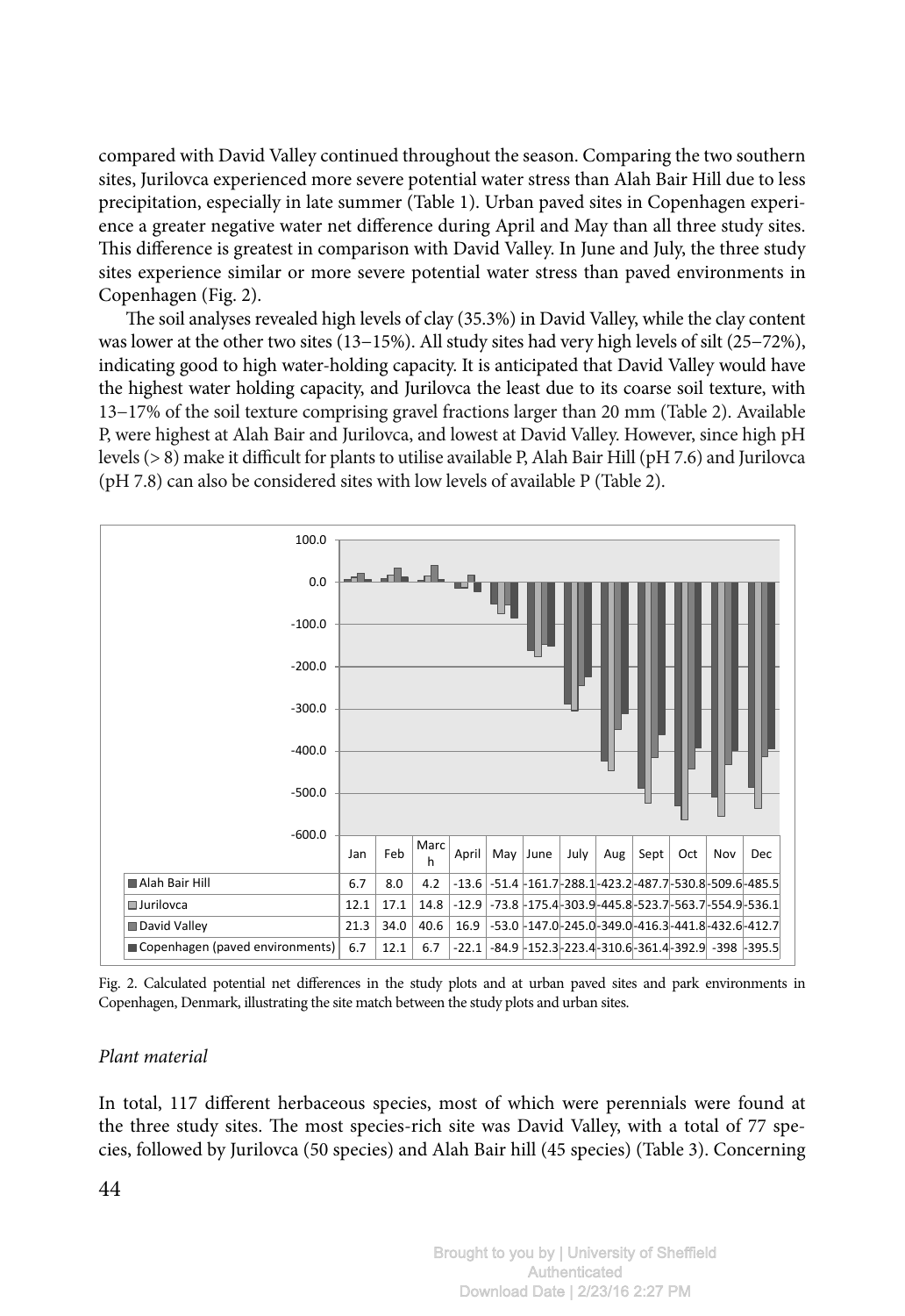compared with David Valley continued throughout the season. Comparing the two southern sites, Jurilovca experienced more severe potential water stress than Alah Bair Hill due to less precipitation, especially in late summer (Table 1). Urban paved sites in Copenhagen experience a greater negative water net difference during April and May than all three study sites. This difference is greatest in comparison with David Valley. In June and July, the three study sites experience similar or more severe potential water stress than paved environments in Copenhagen (Fig. 2).

The soil analyses revealed high levels of clay (35.3%) in David Valley, while the clay content was lower at the other two sites (13–15%). All study sites had very high levels of silt (25–72%), indicating good to high water-holding capacity. It is anticipated that David Valley would have the highest water holding capacity, and Jurilovca the least due to its coarse soil texture, with 13–17% of the soil texture comprising gravel fractions larger than 20 mm (Table 2). Available P, were highest at Alah Bair and Jurilovca, and lowest at David Valley. However, since high pH levels (> 8) make it difficult for plants to utilise available P, Alah Bair Hill (pH 7.6) and Jurilovca (pH 7.8) can also be considered sites with low levels of available P (Table 2).

| | Jan | Feb | March | April | May | June | July | Aug | Sept | Oct | Nov | Dec |
|---|---|---|---|---|---|---|---|---|---|---|---|---|
| Alah Bair Hill | 6.7 | 8.0 | 4.2 | -13.6 | -51.4 | -161.7 | -288.1 | -423.2 | -487.7 | -530.8 | -509.6 | -485.5 |
| Jurilovca | 12.1 | 17.1 | 14.8 | -12.9 | -73.8 | -175.4 | -303.9 | -445.8 | -523.7 | -563.7 | -554.9 | -536.1 |
| David Valley | 21.3 | 34.0 | 40.6 | 16.9 | -53.0 | -147.0 | -245.0 | -349.0 | -416.3 | -441.8 | -432.6 | -412.7 |
| Copenhagen (paved environments) | 6.7 | 12.1 | 6.7 | -22.1 | -84.9 | -152.3 | -223.4 | -310.6 | -361.4 | -392.9 | -398 | -395.5 |

Fig. 2. Calculated potential net differences in the study plots and at urban paved sites and park environments in Copenhagen, Denmark, illustrating the site match between the study plots and urban sites.

### *Plant material*

In total, 117 different herbaceous species, most of which were perennials were found at the three study sites. The most species-rich site was David Valley, with a total of 77 species, followed by Jurilovca (50 species) and Alah Bair hill (45 species) (Table 3). Concerning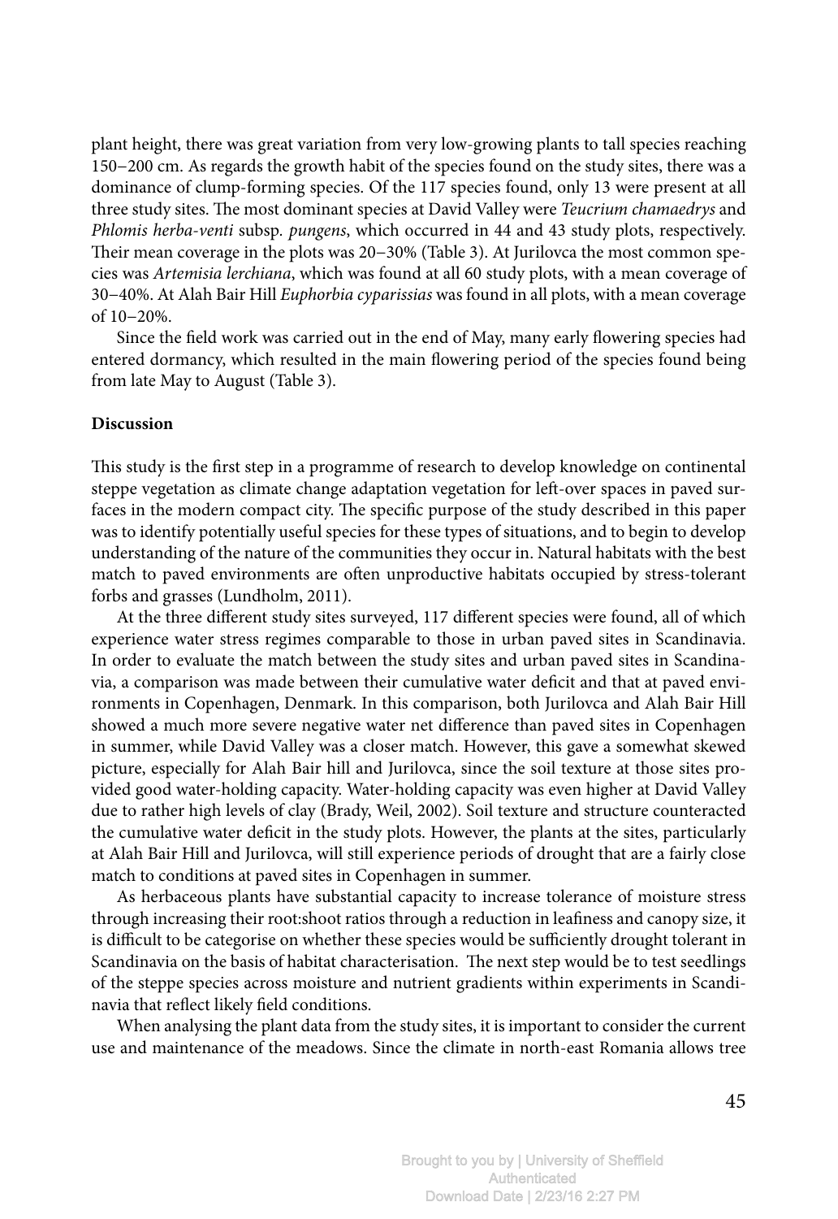plant height, there was great variation from very low-growing plants to tall species reaching 150−200 cm. As regards the growth habit of the species found on the study sites, there was a dominance of clump-forming species. Of the 117 species found, only 13 were present at all three study sites. The most dominant species at David Valley were *Teucrium chamaedrys* and *Phlomis herba-venti* subsp. *pungens*, which occurred in 44 and 43 study plots, respectively. Their mean coverage in the plots was 20−30% (Table 3). At Jurilovca the most common species was *Artemisia lerchiana*, which was found at all 60 study plots, with a mean coverage of 30−40%. At Alah Bair Hill *Euphorbia cyparissias* was found in all plots, with a mean coverage of 10−20%.

Since the field work was carried out in the end of May, many early flowering species had entered dormancy, which resulted in the main flowering period of the species found being from late May to August (Table 3).

**Discussion**

This study is the first step in a programme of research to develop knowledge on continental steppe vegetation as climate change adaptation vegetation for left-over spaces in paved surfaces in the modern compact city. The specific purpose of the study described in this paper was to identify potentially useful species for these types of situations, and to begin to develop understanding of the nature of the communities they occur in. Natural habitats with the best match to paved environments are often unproductive habitats occupied by stress-tolerant forbs and grasses (Lundholm, 2011).

At the three different study sites surveyed, 117 different species were found, all of which experience water stress regimes comparable to those in urban paved sites in Scandinavia. In order to evaluate the match between the study sites and urban paved sites in Scandinavia, a comparison was made between their cumulative water deficit and that at paved environments in Copenhagen, Denmark. In this comparison, both Jurilovca and Alah Bair Hill showed a much more severe negative water net difference than paved sites in Copenhagen in summer, while David Valley was a closer match. However, this gave a somewhat skewed picture, especially for Alah Bair hill and Jurilovca, since the soil texture at those sites provided good water-holding capacity. Water-holding capacity was even higher at David Valley due to rather high levels of clay (Brady, Weil, 2002). Soil texture and structure counteracted the cumulative water deficit in the study plots. However, the plants at the sites, particularly at Alah Bair Hill and Jurilovca, will still experience periods of drought that are a fairly close match to conditions at paved sites in Copenhagen in summer.

As herbaceous plants have substantial capacity to increase tolerance of moisture stress through increasing their root:shoot ratios through a reduction in leafiness and canopy size, it is difficult to be categorise on whether these species would be sufficiently drought tolerant in Scandinavia on the basis of habitat characterisation. The next step would be to test seedlings of the steppe species across moisture and nutrient gradients within experiments in Scandinavia that reflect likely field conditions.

When analysing the plant data from the study sites, it is important to consider the current use and maintenance of the meadows. Since the climate in north-east Romania allows tree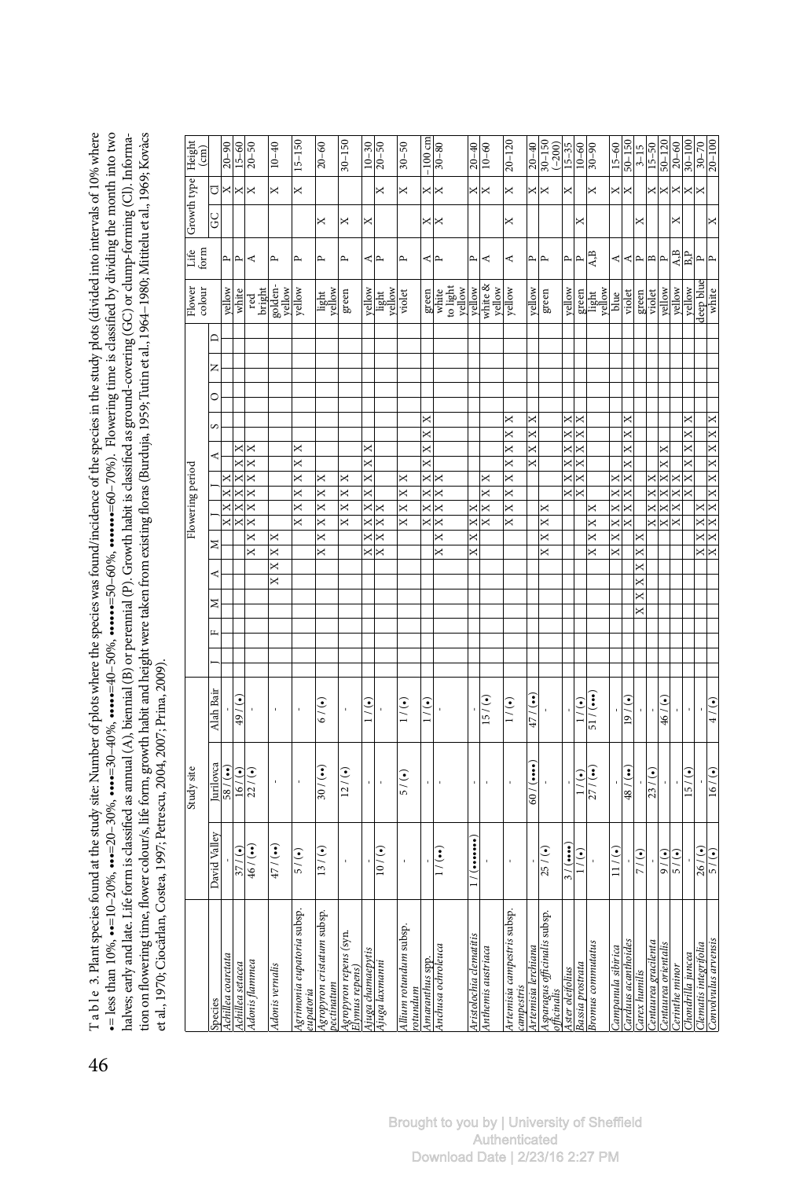T a b l e 3. Plant species found at the study site; Number of plots where the species was found/incidence of the species in the study plots (divided into intervals of 10% where •= less than 10%, ••=10–20%, •••=20–30%, ••••=30–40%, •••••=40–50%, ••••••=50–60%, •••••••=60–70%). Flowering time is classified by dividing the month into two halves; early and late. Life form is classified as annual (A), biennial (B) or perennial (P). Growth habit is classified as ground-covering (GC) or clump-forming (Cl). Information on flowering time, flower colour/s, life form, growth habit and height were taken from existing floras (Burduja, 1959; Tutin et al., 1964–1980; Mititelu et al., 1969; Kovács et al., 1970; Ciocârlan, Costea, 1997; Petrescu, 2004, 2007; Prina, 2009).

| Species | Study site | | | Flowering period | | | | | | | | | | | | | | | | | | | | | | | | Flower colour | Life form | Growth type | | Height (cm) |
|---|---|---|---|---|---|---|---|---|---|---|---|---|---|---|---|---|---|---|---|---|---|---|---|---|---|---|---|---|---|---|---|---|
| | David Valley | Jurilovca | Alah Bair | J | | F | | M | | A | | M | | J | | J | | A | | S | | O | | N | | D | | | | GC | Cl | |
| *Achillea coarctata* | - | 58 / (••) | - | | | | | | | | | | | | X | X | X | | | | | | | | | | | yellow | P | | X | 20–90 |
| *Achillea setacea* | 37 / (•) | 16 / (•) | - | | | | | | | | | | | | X | X | X | X | | | | | | | | | | white | P | | X | 15–60 |
| *Adonis flammea* | 46 / (••) | 22 / (•) | 49 / (•) | | | | | | | | | | | X | X | X | X | X | | | | | | | | | | red bright | A | | X | 20–50 |
| *Adonis vernalis* | 47 / (••) | - | - | | | | | | | | X | X | X | | | | | | | | | | | | | | | golden-yellow | P | | X | 10–40 |
| *Agrimonia eupatoria* subsp. *eupatoria* | 5 / (•) | - | - | | | | | | | | | | | | X | X | X | X | X | | | | | | | | | yellow | P | | X | 15–150 |
| *Agropyron cristatum* subsp. *pectinatum* | 13 / (•) | 30 / (••) | 6 / (•) | | | | | | | | | | X | X | X | X | X | | | | | | | | | | | light yellow | P | X | | 20–60 |
| *Agropyron repens* (syn. *Elymus repens*) | - | 12 / (•) | - | | | | | | | | | | | | X | X | X | | | | | | | | | | | green | P | X | | 30–150 |
| *Ajuga chamaepytis* | - | - | 1 / (•) | | | | | | | | | | X | X | X | X | X | X | | | | | | | | | | yellow | A | X | | 10–30 |
| *Ajuga laxmanni* | 10 / (•) | - | - | | | | | | | | | | X | X | X | X | | | | | | | | | | | | light yellow | P | | X | 20–50 |
| *Allium rotundum* subsp. *rotundum* | - | 5 / (•) | 1 / (•) | | | | | | | | | | | | X | X | X | | | | | | | | | | | violet | P | | X | 30–50 |
| *Amaranthus* spp. | - | - | 1 / (•) | | | | | | | | | | | | X | X | X | X | X | X | | | | | | | | green | A | X | X | –100 cm |
| *Anchusa ochroleuca* | 1 / (••) | - | - | | | | | | | | | | X | X | X | X | X | | | | | | | | | | | white to light yellow | P | X | X | 30–80 |
| *Aristolochia clematitis* | 1 / (•••••••) | - | - | | | | | | | | | | X | X | X | | | | | | | | | | | | | yellow | P | | X | 20–40 |
| *Anthemis austriaca* | - | - | 15 / (•) | | | | | | | | | | | | X | X | X | | | | | | | | | | | white & yellow | A | | X | 10–60 |
| *Artemisia campestris* subsp. *campestris* | - | - | 1 / (•) | | | | | | | | | | | | X | X | X | X | X | X | | | | | | | | yellow | A | X | X | 20–120 |
| *Artemisia lerchiana* | - | 60 / (••••) | 47 / (••) | | | | | | | | | | | | | | | X | X | X | | | | | | | | yellow | P | | X | 20–40 |
| *Asparagus officinalis* subsp. *officinalis* | 25 / (•) | - | - | | | | | | | | | | X | X | X | X | | | | | | | | | | | | green | P | | X | 30–150 (–200) |
| *Aster oleifolius* | 3 / (••••) | - | - | | | | | | | | | | | | | | X | X | X | X | X | | | | | | | yellow | P | | X | 15–35 |
| *Bassia prostrata* | 1 / (•) | 1 / (•) | 1 / (•) | | | | | | | | | | | | | | X | X | X | X | X | | | | | | | green | P | X | | 10–60 |
| *Bromus commutatus* | - | 27 / (••) | 51 / (•••) | | | | | | | | | | X | X | X | X | | | | | | | | | | | | light yellow | A,B | | X | 30–90 |
| *Campanula sibirica* | 11 / (•) | - | - | | | | | | | | | | X | X | X | X | X | | | | | | | | | | | blue | A | | X | 15–60 |
| *Carduus acanthoides* | - | 48 / (••) | 19 / (•) | | | | | | | | | | X | X | X | X | X | X | X | X | | | | | | | | violet | A | | X | 50–150 |
| *Carex humilis* | 7 / (•) | - | - | | | | | | X | X | X | X | | | | | | | | | | | | | | | | green | P | X | | 3–15 |
| *Centaurea gracilenta* | - | 23 / (•) | - | | | | | | | | | | | | X | X | X | X | | | | | | | | | | violet | B | | X | 15–50 |
| *Centaurea orientalis* | 9 / (•) | - | 46 / (•) | | | | | | | | | | | | X | X | X | X | X | | | | | | | | | yellow | P | | X | 50–120 |
| *Cerinthe minor* | 5 / (•) | - | - | | | | | | | | | | | X | X | X | X | | | | | | | | | | | yellow | A,B | X | X | 20–60 |
| *Chondrilla juncea* | - | 15 / (•) | - | | | | | | | | | | | | | X | X | X | X | X | | | | | | | | yellow | B,P | | X | 30–100 |
| *Clematis integrifolia* | 26 / (•) | - | - | | | | | | | | | | X | X | X | X | | | | | | | | | | | | deep blue | P | | X | 30–70 |
| *Convolvulus arvensis* | 5 / (•) | 16 / (•) | 4 / (•) | | | | | | | | | | X | X | X | X | X | X | X | X | | | | | | | | white | P | X | | 20–100 |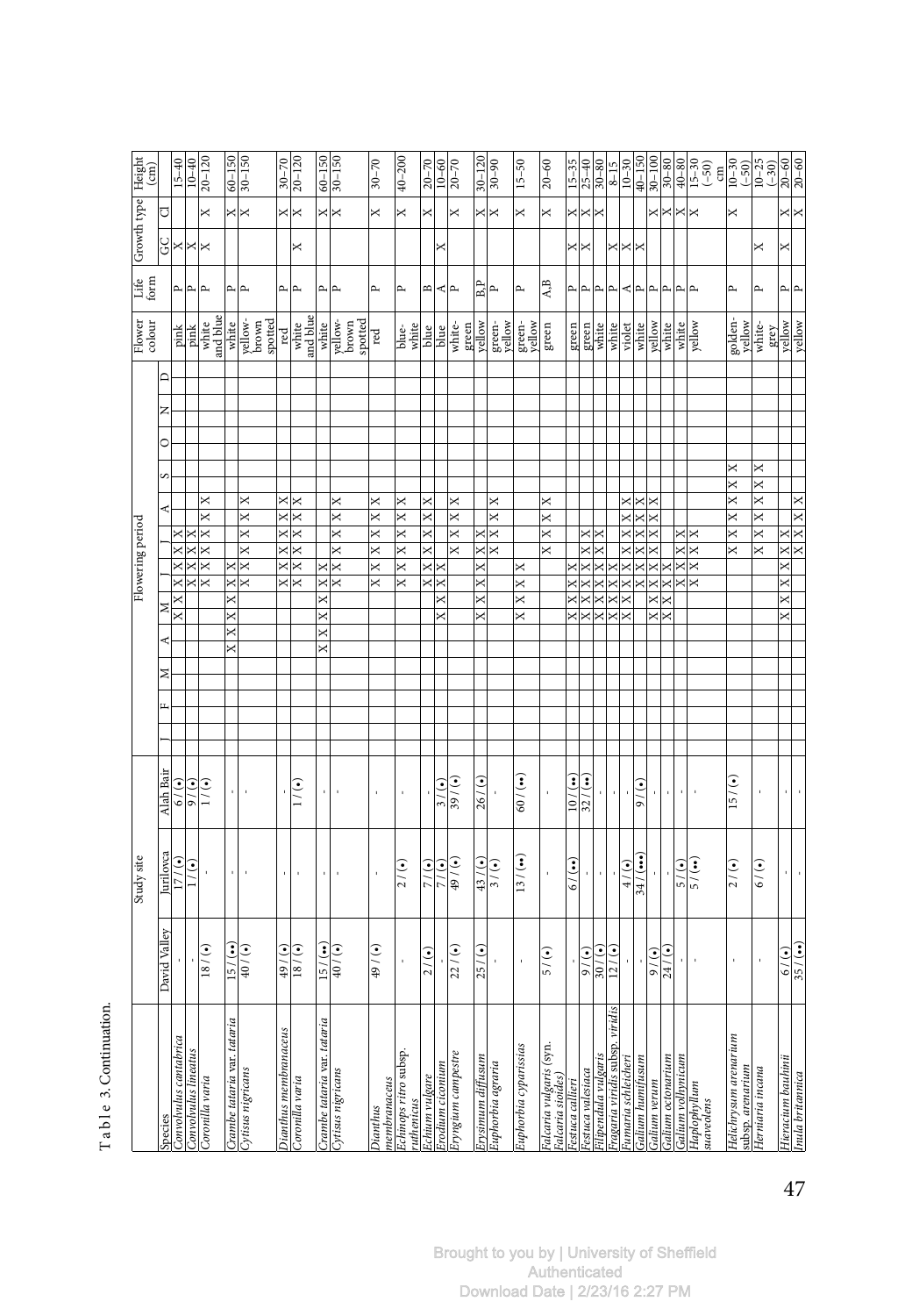Table 3. Continuation.

| Species | Study site | | | Flowering period | | | | | | | | | | | | | | | | Flower colour | Life form | Growth type | | Height (cm) |
|---|---|---|---|---|---|---|---|---|---|---|---|---|---|---|---|---|---|---|---|---|---|---|---|---|
| | David Valley | Jurilovca | Alah Bair | J | F | M | A | M | | J | | J | | A | | S | O | N | D | | | GC | Cl | |
| *Convolvulus cantabrica* | - | 17 / (•) | 6 / (•) | | | | | X | X | X | X | X | | | | | | | | pink | P | X | | 15–40 |
| *Convolvulus lineatus* | - | 1 / (•) | 9 / (•) | | | | | | X | X | X | X | | | | | | | | pink | P | X | | 10–40 |
| *Coronilla varia* | 18 / (•) | - | 1 / (•) | | | | | | X | X | X | X | X | X | | | | | | white and blue | P | X | X | 20–120 |
| *Crambe tataria* var. *tataria* | 15 / (••) | - | - | | | | X | X | X | X | | | | | | | | | | white | P | | X | 60–150 |
| *Cytisus nigricans* | 40 / (•) | - | - | | | | | | | X | X | X | X | X | | | | | | yellow-brown spotted | P | | X | 30–150 |
| *Dianthus membranaceus* | 49 / (•) | - | - | | | | | | X | X | X | X | X | X | | | | | | red | P | | X | 30–70 |
| *Coronilla varia* | 18 / (•) | - | 1 / (•) | | | | | | X | X | X | X | X | X | | | | | | white and blue | P | X | X | 20–120 |
| *Crambe tataria* var. *tataria* | 15 / (••) | - | - | | | | X | X | X | X | | | | | | | | | | white | P | | X | 60–150 |
| *Cytisus nigricans* | 40 / (•) | - | - | | | | | | | X | X | X | X | X | | | | | | yellow-brown spotted | P | | X | 30–150 |
| *Dianthus membranaceus* | 49 / (•) | - | - | | | | | | X | X | X | X | X | X | | | | | | red | P | | X | 30–70 |
| *Echinops ritro* subsp. *ruthenicus* | - | 2 / (•) | - | | | | | | | X | X | X | X | X | | | | | | blue-white | P | | X | 40–200 |
| *Echium vulgare* | 2 / (•) | 7 / (•) | - | | | | | | X | X | X | X | X | X | | | | | | blue | B | | X | 20–70 |
| *Erodium ciconium* | - | 7 / (•) | 3 / (•) | | | | | X | X | X | | | | | | | | | | blue | A | X | | 10–60 |
| *Eryngium campestre* | 22 / (•) | 49 / (•) | 39 / (•) | | | | | | | | X | X | X | X | | | | | | white-green | P | | X | 20–70 |
| *Erysimum diffusum* | 25 / (•) | 43 / (•) | 26 / (•) | | | | | X | X | X | X | X | | | | | | | | yellow | B,P | | X | 30–120 |
| *Euphorbia agraria* | - | 3 / (•) | - | | | | | | | | X | X | X | | | | | | | green-yellow | P | | X | 30–90 |
| *Euphorbia cyparissias* | - | 13 / (••) | 60 / (••) | | | | | X | X | X | | | | | | | | | | green-yellow | P | | X | 15–50 |
| *Falcaria vulgaris* (syn. *Falcaria sioides*) | 5 / (•) | - | - | | | | | | | | X | X | X | X | | | | | | green | A,B | | X | 20–60 |
| *Festuca callieri* | - | 6 / (••) | 10 / (••) | | | | | X | X | X | X | | | | | | | | | green | P | X | X | 15–35 |
| *Festuca valesiaca* | 9 / (•) | - | 32 / (••) | | | | | X | X | X | X | X | | | | | | | | green | P | X | X | 25–40 |
| *Filipendula vulgaris* | 30 / (•) | - | - | | | | | X | X | X | X | X | | | | | | | | white | P | | X | 30–80 |
| *Fragaria viridis* subsp. *viridis* | 12 / (•) | - | - | | | | | X | X | X | | | | | | | | | | white | P | X | | 8–15 |
| *Fumaria schleicheri* | - | 4 / (•) | - | | | | | X | X | X | X | X | X | | | | | | | violet | A | X | | 10–30 |
| *Galium humifusum* | - | 34 / (•••) | 9 / (•) | | | | | | X | X | X | X | X | X | | | | | | white | P | X | | 40–150 |
| *Galium verum* | 9 / (•) | - | - | | | | | X | X | X | X | X | X | X | | | | | | yellow | P | | X | 30–100 |
| *Galium octonarium* | 24 / (•) | - | - | | | | | X | X | X | X | | | | | | | | | white | P | | X | 30–80 |
| *Galium volhynicum* | - | 5 / (•) | - | | | | | | X | X | X | X | | | | | | | | white | P | | X | 40–80 |
| *Haplophyllum suaveolens* | - | 5 / (••) | - | | | | | | | X | X | X | | | | | | | | yellow | P | | X | 15–30 (–50) cm |
| *Helichrysum arenarium* subsp. *arenarium* | - | 2 / (•) | 15 / (•) | | | | | | | | | X | X | X | X | X | | | | golden-yellow | P | | X | 10–30 (–50) |
| *Herniaria incana* | - | 6 / (•) | - | | | | | | | | | X | X | X | X | X | | | | white-grey | P | X | | 10–25 (–30) |
| *Hieracium bauhinii* | 6 / (•) | - | - | | | | X | X | X | X | X | X | | | | | | | | yellow | P | X | X | 20–60 |
| *Inula britannica* | 35 / (••) | - | - | | | | | | | X | X | X | X | | | | | | | yellow | P | | X | 20–60 |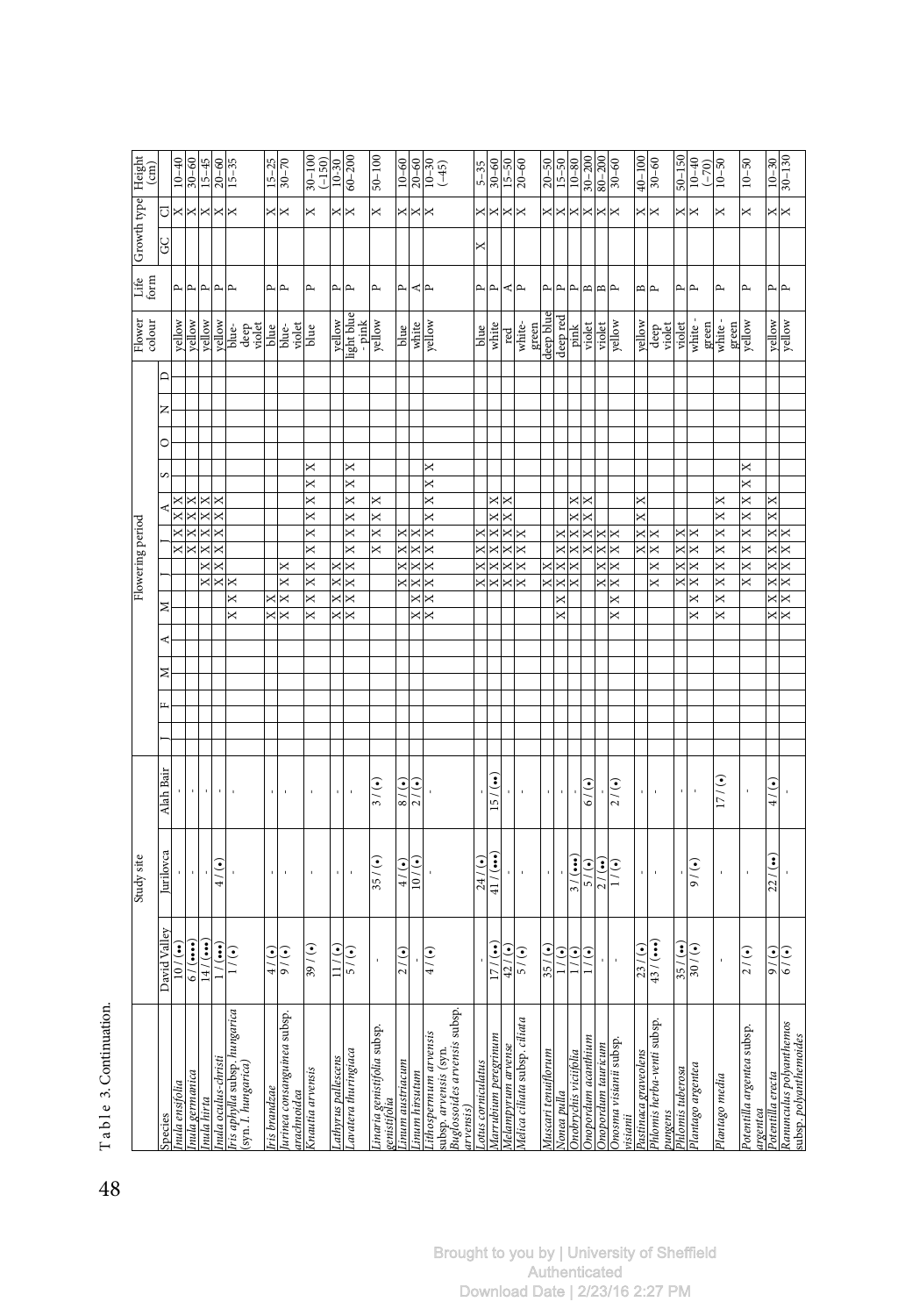Table 3. Continuation.

| Species | Study site | | | Flowering period | | | | | | | | | | | | Flower colour | Life form | Growth type | | Height (cm) |
|---|---|---|---|---|---|---|---|---|---|---|---|---|---|---|---|---|---|---|---|---|
| | David Valley | Jurilovca | Alah Bair | J | F | M | A | M | J | J | A | S | O | N | D | | | GC | Cl | |
| *Inula ensifolia* | 10 / (••) | - | - | | | | | | | X | X | X | | | | yellow | P | | X | 10–40 |
| *Inula germanica* | 6 / (••••) | - | - | | | | | | | X | X | X | | | | yellow | P | | X | 30–60 |
| *Inula hirta* | 14 / (••••) | - | - | | | | | | X | X | X | X | | | | yellow | P | | X | 15–45 |
| *Inula oculus-christi* | 1 / (••••) | 4 / (•) | - | | | | | | X | X | X | X | | | | yellow | P | | X | 20–60 |
| *Iris aphylla* subsp. *hungarica* (syn. *I. hungarica*) | 1 / (•) | - | - | | | | | X | X | | | | | | | blue-deep violet | P | | X | 15–35 |
| *Iris brandzae* | 4 / (•) | - | - | | | | | X | | | | | | | | blue | P | | X | 15–25 |
| *Jurinea consanguinea* subsp. *arachnoidea* | 9 / (•) | - | - | | | | | X | X | | | | | | | blue-violet | P | | X | 30–70 |
| *Knautia arvensis* | 39 / (•) | - | - | | | | | X | X | X | X | X | X | | | blue | P | | X | 30–100 (–150) |
| *Lathyrus pallescens* | 11 / (•) | - | - | | | | | X | X | | | | | | | yellow | P | | X | 10–30 |
| *Lavatera thuringiaca* | 5 / (•) | - | - | | | | | X | X | X | X | X | X | | | light blue - pink | P | | X | 60–200 |
| *Linaria genistifolia* subsp. *genistifolia* | - | 35 / (•) | 3 / (•) | | | | | | | X | X | X | | | | yellow | P | | X | 50–100 |
| *Linum austriacum* | 2 / (•) | 4 / (•) | 8 / (•) | | | | | | X | X | | | | | | blue | P | | X | 10–60 |
| *Linum hirsutum* | - | 10 / (•) | 2 / (•) | | | | | X | X | X | | | | | | white | A | | X | 20–60 |
| *Lithospermum arvensis* subsp. *arvensis* (syn. *Buglossoides arvensis* subsp. *arvensis*) | 4 / (•) | - | - | | | | | X | X | X | X | X | X | | | yellow | P | | X | 10–30 (–45) |
| *Lotus corniculatus* | - | 24 / (•) | - | | | | | | X | X | | | | | | blue | P | X | X | 5–35 |
| *Marrubium peregrinum* | 17 / (•) | 41 / (•••) | 15 / (••) | | | | | | X | X | X | | | | | white | P | | X | 30–60 |
| *Melampyrum arvense* | 42 / (•) | - | - | | | | | | X | X | X | | | | | red | A | | X | 15–50 |
| *Melica ciliata* subsp. *ciliata* | 5 / (•) | - | - | | | | | | X | X | | | | | | white-green | P | | X | 20–60 |
| *Muscari tenuiflorum* | 35 / (•) | - | - | | | | | | X | X | | | | | | deep blue | P | | X | 20–50 |
| *Nonea pulla* | 1 / (•) | - | - | | | | | X | X | X | | | | | | deep red | P | | X | 15–50 |
| *Onobrychis viciifolia* | 1 / (•) | 3 / (•••) | - | | | | | | X | X | X | | | | | pink | P | | X | 10–80 |
| *Onopordum acanthium* | 1 / (•) | 5 / (•) | 6 / (•) | | | | | | | X | X | | | | | violet | B | | X | 30–200 |
| *Onopordum tauricum* | - | 2 / (••) | - | | | | | | X | X | | | | | | violet | B | | X | 80–200 |
| *Onosma visianii* subsp. *visianii* | - | 1 / (•) | 2 / (•) | | | | | X | X | X | | | | | | yellow | P | | X | 30–60 |
| *Pastinaca graveolens* | 23 / (•) | - | - | | | | | | | X | X | | | | | yellow | B | | X | 40–100 |
| *Phlomis herba-venti* subsp. *pungens* | 43 / (•••) | - | - | | | | | | X | X | | | | | | deep violet | P | | X | 30–60 |
| *Phlomis tuberosa* | 35 / (••) | - | - | | | | | | X | X | | | | | | violet | P | | X | 50–150 |
| *Plantago argentea* | 30 / (•) | 9 / (•) | - | | | | | X | X | X | | | | | | white - green | P | | X | 10–40 (–70) |
| *Plantago media* | - | - | 17 / (•) | | | | | X | X | X | X | X | | | | white - green | P | | X | 10–50 |
| *Potentilla argentea* subsp. *argentea* | 2 / (•) | - | - | | | | | | X | X | X | X | | | | yellow | P | | X | 10–50 |
| *Potentilla erecta* | 9 / (•) | 22 / (••) | 4 / (•) | | | | | X | X | X | X | | | | | yellow | P | | X | 10–30 |
| *Ranunculus polyanthemos* subsp. *polyanthemoides* | 6 / (•) | - | - | | | | | X | X | X | | | | | | yellow | P | | X | 30–130 |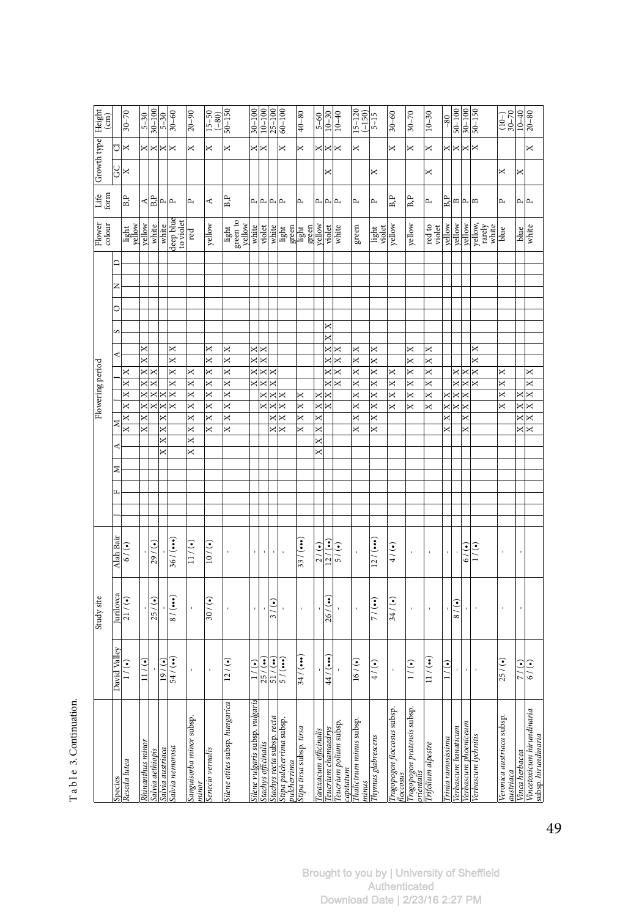Table 3. Continuation.

| Species | Study site | | | Flowering period | | | | | | | | | | | | Flower colour | Life form | Growth type | | Height (cm) |
|---|---|---|---|---|---|---|---|---|---|---|---|---|---|---|---|---|---|---|---|---|
| | David Valley | Jurilovca | Alah Bair | J | F | M | A | M | J | J | A | S | O | N | D | | | GC | Cl | |
| *Reseda lutea* | 1 / (•) | 21 / (•) | 6 / (•) | | | | | X | X | X | | | | | | light yellow | B,P | X | X | 30–70 |
| *Rhinanthus minor* | 11 / (•) | - | - | | | | | X | X | X | X | | | | | yellow | A | | X | 5–30 |
| *Salvia aethiopis* | - | 25 / (•) | 29 / (•) | | | | | | X | X | X | | | | | white | B,P | | X | 30–100 |
| *Salvia austriaca* | 19 / (•) | - | - | | | | X | X | X | | | | | | | white | P | | X | 5–30 |
| *Salvia nemorosa* | 54 / (••) | 8 / (•••) | 36 / (•••) | | | | | | X | X | X | X | | | | deep blue to violet | P | | X | 30–60 |
| *Sanguisorba minor* subsp. *minor* | - | - | 11 / (•) | | | | X | X | X | X | | | | | | red | P | | X | 20–90 |
| *Senecio vernalis* | - | 30 / (•) | 10 / (•) | | | | | X | X | X | X | | | | | yellow | A | | X | 15–50 (–80) |
| *Silene otites* subsp. *hungarica* | 12 / (•) | - | - | | | | | X | X | X | X | | | | | light green to yellow | B,P | | X | 50–150 |
| *Silene vulgaris* subsp. *vulgaris* | 1 / (•) | - | - | | | | | | | X | X | X | | | | white | P | | X | 30–100 |
| *Stachys officinalis* | 25 / (••) | - | - | | | | | | X | X | X | X | | | | violet | P | | X | 10–100 |
| *Stachys recta* subsp. *recta* | 51 / (••) | 3 / (•) | - | | | | | X | X | X | X | | | | | white | P | | | 25–100 |
| *Stipa pulcherrima* subsp. *pulcherrima* | 5 / (•••) | - | - | | | | | X | X | X | | | | | | light green | P | | X | 60–100 |
| *Stipa tirsa* subsp. *tirsa* | 34 / (•••) | - | 33 / (•••) | | | | | X | X | | | | | | | light green | P | | X | 40–80 |
| *Taraxacum officinalis* | - | - | 2 / (•) | | | | X | X | X | | | | | | | yellow | P | | X | 5–60 |
| *Teucrium chamaedrys* | 44 / (•••) | 26 / (••) | 12 / (••) | | | | | | X | X | X | X | X | | | violet | P | X | X | 10–30 |
| *Teucrium polium* subsp. *capitatum* | - | - | 5 / (•) | | | | | | | X | X | X | | | | white | P | | X | 10–40 |
| *Thalictrum minus* subsp. *minus* | 16 / (•) | - | - | | | | | X | X | X | X | X | | | | green | P | | X | 15–120 (–150) |
| *Thymus glabrescens* | 4 / (•) | 7 / (••) | 12 / (•••) | | | | | X | X | X | X | X | | | | light violet | P | X | | 5–15 |
| *Tragopogon floccosus* subsp. *floccosus* | - | 34 / (•) | 4 / (•) | | | | | | X | X | X | | | | | yellow | B,P | | X | 30–60 |
| *Tragopogon pratensis* subsp. *orientalis* | 1 / (•) | - | - | | | | | | X | X | X | X | | | | yellow | B,P | | X | 30–70 |
| *Trifolium alpestre* | 11 / (••) | - | - | | | | | | X | X | X | X | | | | red to violet | P | X | X | 10–30 |
| *Trinia ramosissima* | 1 / (•) | - | - | | | | X | X | X | | | | | | | yellow | B,P | | X | –80 |
| *Verbascum banaticum* | - | 8 / (•) | - | | | | | X | X | X | | | | | | yellow | B | | X | 50–100 |
| *Verbascum phoeniceum* | - | - | 6 / (•) | | | | X | X | X | X | | | | | | yellow | P | | X | 30–100 |
| *Verbascum lychnitis* | - | - | 1 / (•) | | | | | | | X | X | X | | | | yellow, rarely white | B | | X | 50–150 |
| *Veronica austriaca* subsp. *austriaca* | 25 / (•) | - | - | | | | | | X | X | X | | | | | blue | P | X | | (10–) 30–70 |
| *Vinca herbacea* | 7 / (•) | - | - | | | | X | X | X | | | | | | | blue | P | X | | 10–40 |
| *Vincetoxicum hirundinaria* subsp. *hirundinaria* | 6 / (•) | - | - | | | | X | X | X | X | | | | | | white | P | | X | 20–80 |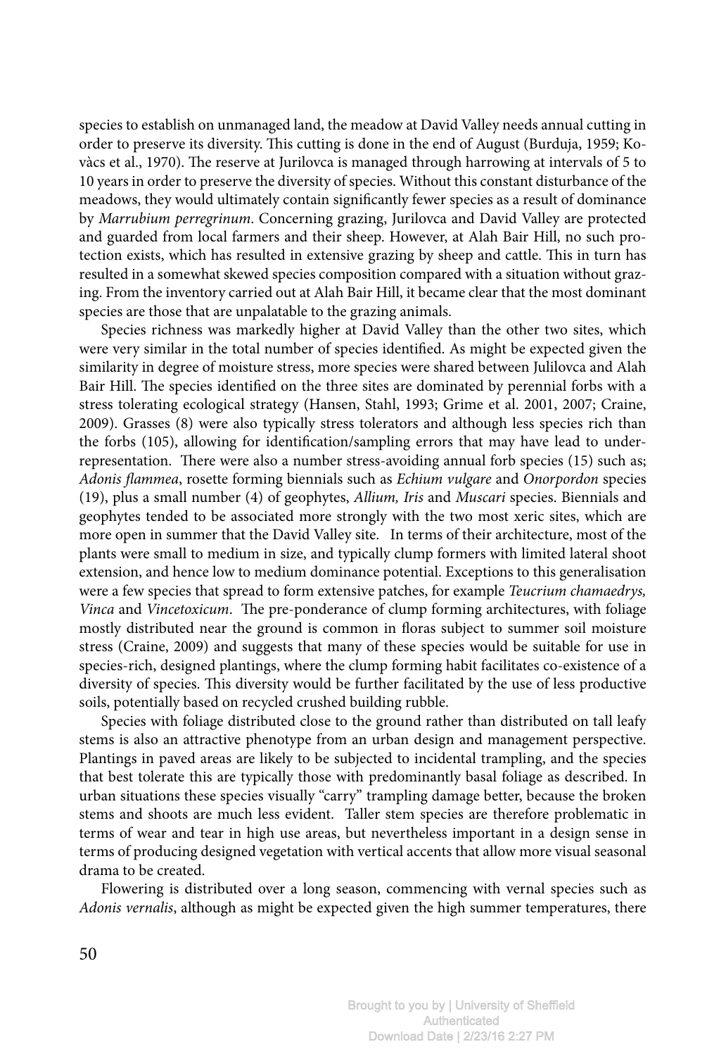species to establish on unmanaged land, the meadow at David Valley needs annual cutting in order to preserve its diversity. This cutting is done in the end of August (Burduja, 1959; Kovàcs et al., 1970). The reserve at Jurilovca is managed through harrowing at intervals of 5 to 10 years in order to preserve the diversity of species. Without this constant disturbance of the meadows, they would ultimately contain significantly fewer species as a result of dominance by *Marrubium perregrinum*. Concerning grazing, Jurilovca and David Valley are protected and guarded from local farmers and their sheep. However, at Alah Bair Hill, no such protection exists, which has resulted in extensive grazing by sheep and cattle. This in turn has resulted in a somewhat skewed species composition compared with a situation without grazing. From the inventory carried out at Alah Bair Hill, it became clear that the most dominant species are those that are unpalatable to the grazing animals.

Species richness was markedly higher at David Valley than the other two sites, which were very similar in the total number of species identified. As might be expected given the similarity in degree of moisture stress, more species were shared between Julilovca and Alah Bair Hill. The species identified on the three sites are dominated by perennial forbs with a stress tolerating ecological strategy (Hansen, Stahl, 1993; Grime et al. 2001, 2007; Craine, 2009). Grasses (8) were also typically stress tolerators and although less species rich than the forbs (105), allowing for identification/sampling errors that may have lead to under-representation. There were also a number stress-avoiding annual forb species (15) such as; *Adonis flammea*, rosette forming biennials such as *Echium vulgare* and *Onorpordon* species (19), plus a small number (4) of geophytes, *Allium, Iris* and *Muscari* species. Biennials and geophytes tended to be associated more strongly with the two most xeric sites, which are more open in summer that the David Valley site. In terms of their architecture, most of the plants were small to medium in size, and typically clump formers with limited lateral shoot extension, and hence low to medium dominance potential. Exceptions to this generalisation were a few species that spread to form extensive patches, for example *Teucrium chamaedrys, Vinca* and *Vincetoxicum*. The pre-ponderance of clump forming architectures, with foliage mostly distributed near the ground is common in floras subject to summer soil moisture stress (Craine, 2009) and suggests that many of these species would be suitable for use in species-rich, designed plantings, where the clump forming habit facilitates co-existence of a diversity of species. This diversity would be further facilitated by the use of less productive soils, potentially based on recycled crushed building rubble.

Species with foliage distributed close to the ground rather than distributed on tall leafy stems is also an attractive phenotype from an urban design and management perspective. Plantings in paved areas are likely to be subjected to incidental trampling, and the species that best tolerate this are typically those with predominantly basal foliage as described. In urban situations these species visually "carry" trampling damage better, because the broken stems and shoots are much less evident. Taller stem species are therefore problematic in terms of wear and tear in high use areas, but nevertheless important in a design sense in terms of producing designed vegetation with vertical accents that allow more visual seasonal drama to be created.

Flowering is distributed over a long season, commencing with vernal species such as *Adonis vernalis*, although as might be expected given the high summer temperatures, there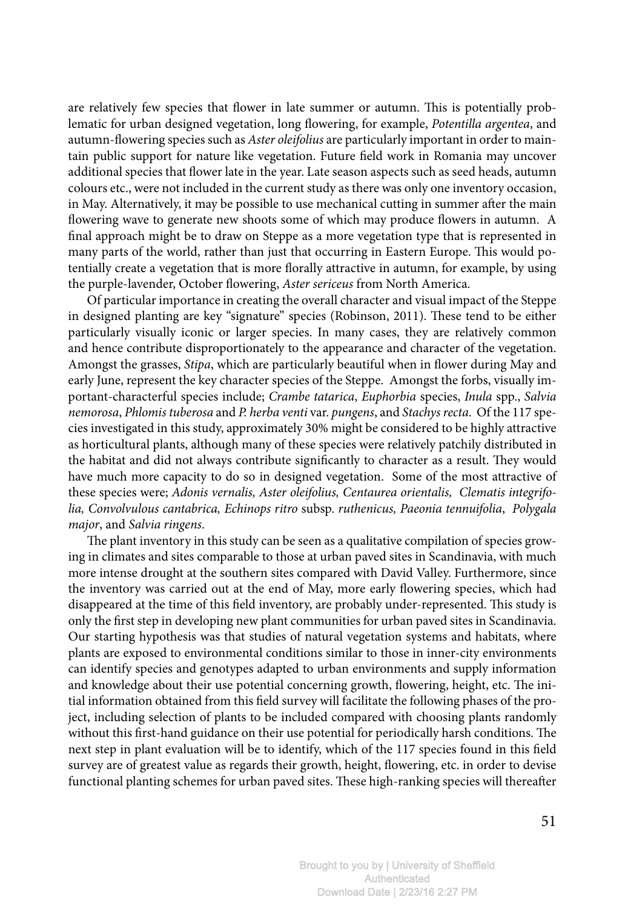are relatively few species that flower in late summer or autumn. This is potentially problematic for urban designed vegetation, long flowering, for example, *Potentilla argentea*, and autumn-flowering species such as *Aster oleifolius* are particularly important in order to maintain public support for nature like vegetation. Future field work in Romania may uncover additional species that flower late in the year. Late season aspects such as seed heads, autumn colours etc., were not included in the current study as there was only one inventory occasion, in May. Alternatively, it may be possible to use mechanical cutting in summer after the main flowering wave to generate new shoots some of which may produce flowers in autumn. A final approach might be to draw on Steppe as a more vegetation type that is represented in many parts of the world, rather than just that occurring in Eastern Europe. This would potentially create a vegetation that is more florally attractive in autumn, for example, by using the purple-lavender, October flowering, *Aster sericeus* from North America.

Of particular importance in creating the overall character and visual impact of the Steppe in designed planting are key "signature" species (Robinson, 2011). These tend to be either particularly visually iconic or larger species. In many cases, they are relatively common and hence contribute disproportionately to the appearance and character of the vegetation. Amongst the grasses, *Stipa*, which are particularly beautiful when in flower during May and early June, represent the key character species of the Steppe. Amongst the forbs, visually important-characterful species include; *Crambe tatarica*, *Euphorbia* species, *Inula* spp., *Salvia nemorosa*, *Phlomis tuberosa* and *P. herba venti* var. *pungens*, and *Stachys recta*. Of the 117 species investigated in this study, approximately 30% might be considered to be highly attractive as horticultural plants, although many of these species were relatively patchily distributed in the habitat and did not always contribute significantly to character as a result. They would have much more capacity to do so in designed vegetation. Some of the most attractive of these species were; *Adonis vernalis, Aster oleifolius, Centaurea orientalis, Clematis integrifolia, Convolvulous cantabrica, Echinops ritro* subsp. *ruthenicus, Paeonia tennuifolia*, *Polygala major*, and *Salvia ringens*.

The plant inventory in this study can be seen as a qualitative compilation of species growing in climates and sites comparable to those at urban paved sites in Scandinavia, with much more intense drought at the southern sites compared with David Valley. Furthermore, since the inventory was carried out at the end of May, more early flowering species, which had disappeared at the time of this field inventory, are probably under-represented. This study is only the first step in developing new plant communities for urban paved sites in Scandinavia. Our starting hypothesis was that studies of natural vegetation systems and habitats, where plants are exposed to environmental conditions similar to those in inner-city environments can identify species and genotypes adapted to urban environments and supply information and knowledge about their use potential concerning growth, flowering, height, etc. The initial information obtained from this field survey will facilitate the following phases of the project, including selection of plants to be included compared with choosing plants randomly without this first-hand guidance on their use potential for periodically harsh conditions. The next step in plant evaluation will be to identify, which of the 117 species found in this field survey are of greatest value as regards their growth, height, flowering, etc. in order to devise functional planting schemes for urban paved sites. These high-ranking species will thereafter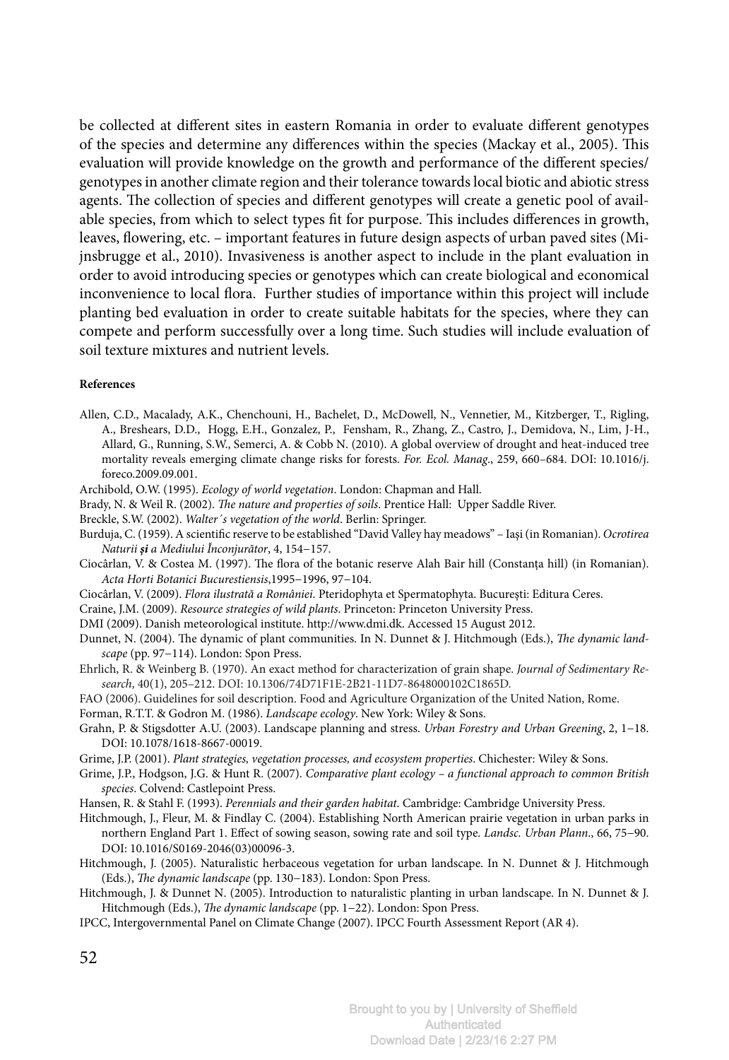be collected at different sites in eastern Romania in order to evaluate different genotypes of the species and determine any differences within the species (Mackay et al., 2005). This evaluation will provide knowledge on the growth and performance of the different species/genotypes in another climate region and their tolerance towards local biotic and abiotic stress agents. The collection of species and different genotypes will create a genetic pool of available species, from which to select types fit for purpose. This includes differences in growth, leaves, flowering, etc. – important features in future design aspects of urban paved sites (Mijnsbrugge et al., 2010). Invasiveness is another aspect to include in the plant evaluation in order to avoid introducing species or genotypes which can create biological and economical inconvenience to local flora. Further studies of importance within this project will include planting bed evaluation in order to create suitable habitats for the species, where they can compete and perform successfully over a long time. Such studies will include evaluation of soil texture mixtures and nutrient levels.

**References**

Allen, C.D., Macalady, A.K., Chenchouni, H., Bachelet, D., McDowell, N., Vennetier, M., Kitzberger, T., Rigling, A., Breshears, D.D., Hogg, E.H., Gonzalez, P., Fensham, R., Zhang, Z., Castro, J., Demidova, N., Lim, J-H., Allard, G., Running, S.W., Semerci, A. & Cobb N. (2010). A global overview of drought and heat-induced tree mortality reveals emerging climate change risks for forests. *For. Ecol. Manag.*, 259, 660–684. DOI: 10.1016/j.foreco.2009.09.001.

Archibold, O.W. (1995). *Ecology of world vegetation*. London: Chapman and Hall.

Brady, N. & Weil R. (2002). *The nature and properties of soils*. Prentice Hall: Upper Saddle River.

Breckle, S.W. (2002). *Walter´s vegetation of the world*. Berlin: Springer.

Burduja, C. (1959). A scientific reserve to be established "David Valley hay meadows" – Iași (in Romanian). *Ocrotirea Naturii și a Mediului Înconjurător*, 4, 154−157.

Ciocârlan, V. & Costea M. (1997). The flora of the botanic reserve Alah Bair hill (Constanța hill) (in Romanian). *Acta Horti Botanici Bucurestiensis*,1995−1996, 97−104.

Ciocârlan, V. (2009). *Flora ilustrată a României*. Pteridophyta et Spermatophyta. București: Editura Ceres.

Craine, J.M. (2009). *Resource strategies of wild plants*. Princeton: Princeton University Press.

DMI (2009). Danish meteorological institute. http://www.dmi.dk. Accessed 15 August 2012.

Dunnet, N. (2004). The dynamic of plant communities. In N. Dunnet & J. Hitchmough (Eds.), *The dynamic landscape* (pp. 97−114). London: Spon Press.

Ehrlich, R. & Weinberg B. (1970). An exact method for characterization of grain shape. *Journal of Sedimentary Research*, 40(1), 205–212. DOI: 10.1306/74D71F1E-2B21-11D7-8648000102C1865D.

FAO (2006). Guidelines for soil description. Food and Agriculture Organization of the United Nation, Rome.

Forman, R.T.T. & Godron M. (1986). *Landscape ecology*. New York: Wiley & Sons.

Grahn, P. & Stigsdotter A.U. (2003). Landscape planning and stress. *Urban Forestry and Urban Greening*, 2, 1−18. DOI: 10.1078/1618-8667-00019.

Grime, J.P. (2001). *Plant strategies, vegetation processes, and ecosystem properties*. Chichester: Wiley & Sons.

Grime, J.P., Hodgson, J.G. & Hunt R. (2007). *Comparative plant ecology – a functional approach to common British species*. Colvend: Castlepoint Press.

Hansen, R. & Stahl F. (1993). *Perennials and their garden habitat*. Cambridge: Cambridge University Press.

Hitchmough, J., Fleur, M. & Findlay C. (2004). Establishing North American prairie vegetation in urban parks in northern England Part 1. Effect of sowing season, sowing rate and soil type. *Landsc. Urban Plann*., 66, 75−90. DOI: 10.1016/S0169-2046(03)00096-3.

Hitchmough, J. (2005). Naturalistic herbaceous vegetation for urban landscape. In N. Dunnet & J. Hitchmough (Eds.), *The dynamic landscape* (pp. 130−183). London: Spon Press.

Hitchmough, J. & Dunnet N. (2005). Introduction to naturalistic planting in urban landscape. In N. Dunnet & J. Hitchmough (Eds.), *The dynamic landscape* (pp. 1−22). London: Spon Press.

IPCC, Intergovernmental Panel on Climate Change (2007). IPCC Fourth Assessment Report (AR 4).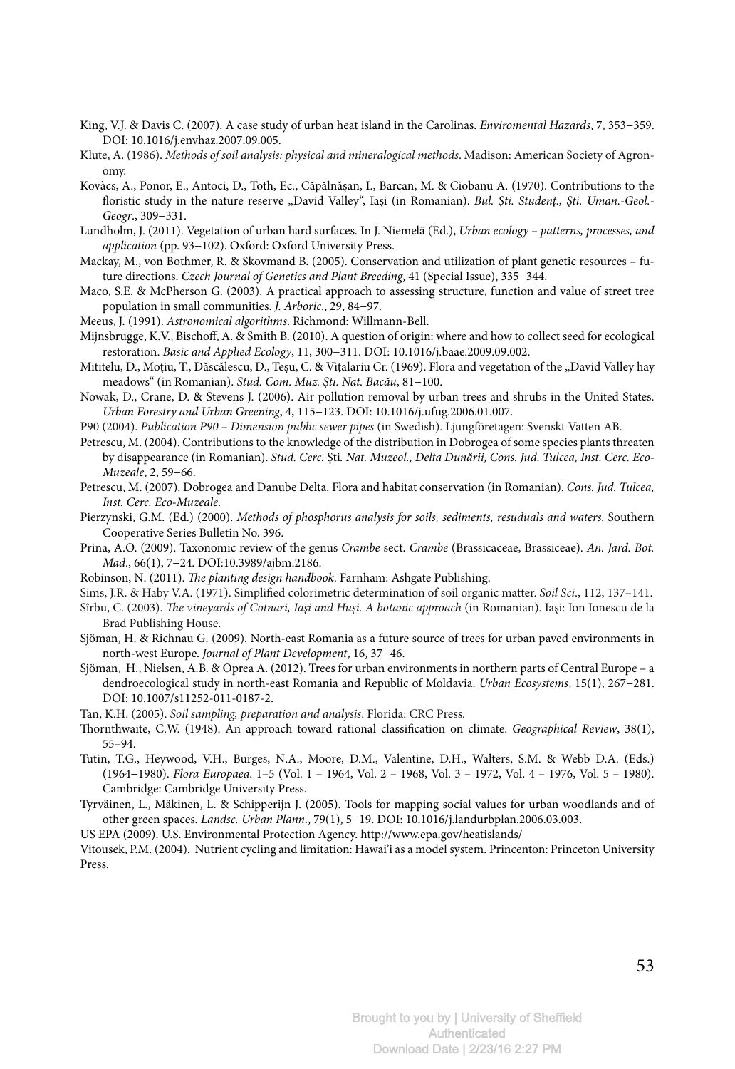King, V.J. & Davis C. (2007). A case study of urban heat island in the Carolinas. *Enviromental Hazards*, 7, 353–359. DOI: 10.1016/j.envhaz.2007.09.005.

Klute, A. (1986). *Methods of soil analysis: physical and mineralogical methods*. Madison: American Society of Agronomy.

Kovàcs, A., Ponor, E., Antoci, D., Toth, Ec., Căpălnășan, I., Barcan, M. & Ciobanu A. (1970). Contributions to the floristic study in the nature reserve „David Valley", Iași (in Romanian). *Bul. Ști. Studenț., Ști. Uman.-Geol.-Geogr*., 309–331.

Lundholm, J. (2011). Vegetation of urban hard surfaces. In J. Niemelä (Ed.), *Urban ecology – patterns, processes, and application* (pp. 93–102). Oxford: Oxford University Press.

Mackay, M., von Bothmer, R. & Skovmand B. (2005). Conservation and utilization of plant genetic resources – future directions. *Czech Journal of Genetics and Plant Breeding*, 41 (Special Issue), 335–344.

Maco, S.E. & McPherson G. (2003). A practical approach to assessing structure, function and value of street tree population in small communities. *J. Arboric*., 29, 84–97.

Meeus, J. (1991). *Astronomical algorithms*. Richmond: Willmann-Bell.

Mijnsbrugge, K.V., Bischoff, A. & Smith B. (2010). A question of origin: where and how to collect seed for ecological restoration. *Basic and Applied Ecology*, 11, 300–311. DOI: 10.1016/j.baae.2009.09.002.

Mititelu, D., Moțiu, T., Dăscălescu, D., Teșu, C. & Vițalariu Cr. (1969). Flora and vegetation of the „David Valley hay meadows" (in Romanian). *Stud. Com. Muz. Ști. Nat. Bacău*, 81–100.

Nowak, D., Crane, D. & Stevens J. (2006). Air pollution removal by urban trees and shrubs in the United States. *Urban Forestry and Urban Greening*, 4, 115–123. DOI: 10.1016/j.ufug.2006.01.007.

P90 (2004). *Publication P90 – Dimension public sewer pipes* (in Swedish). Ljungföretagen: Svenskt Vatten AB.

Petrescu, M. (2004). Contributions to the knowledge of the distribution in Dobrogea of some species plants threaten by disappearance (in Romanian). *Stud. Cerc.* Şti*. Nat. Muzeol., Delta Dunării, Cons. Jud. Tulcea, Inst. Cerc. Eco-Muzeale*, 2, 59–66.

Petrescu, M. (2007). Dobrogea and Danube Delta. Flora and habitat conservation (in Romanian). *Cons. Jud. Tulcea, Inst. Cerc. Eco-Muzeale*.

Pierzynski, G.M. (Ed.) (2000). *Methods of phosphorus analysis for soils, sediments, resuduals and waters*. Southern Cooperative Series Bulletin No. 396.

Prina, A.O. (2009). Taxonomic review of the genus *Crambe* sect. *Crambe* (Brassicaceae, Brassiceae). *An. Jard. Bot. Mad*., 66(1), 7–24. DOI:10.3989/ajbm.2186.

Robinson, N. (2011). *The planting design handbook*. Farnham: Ashgate Publishing.

Sims, J.R. & Haby V.A. (1971). Simplified colorimetric determination of soil organic matter. *Soil Sci*., 112, 137–141.

Sîrbu, C. (2003). *The vineyards of Cotnari, Iași and Huși. A botanic approach* (in Romanian). Iași: Ion Ionescu de la Brad Publishing House.

Sjöman, H. & Richnau G. (2009). North-east Romania as a future source of trees for urban paved environments in north-west Europe. *Journal of Plant Development*, 16, 37–46.

Sjöman, H., Nielsen, A.B. & Oprea A. (2012). Trees for urban environments in northern parts of Central Europe – a dendroecological study in north-east Romania and Republic of Moldavia. *Urban Ecosystems*, 15(1), 267–281. DOI: 10.1007/s11252-011-0187-2.

Tan, K.H. (2005). *Soil sampling, preparation and analysis*. Florida: CRC Press.

Thornthwaite, C.W. (1948). An approach toward rational classification on climate. *Geographical Review*, 38(1), 55–94.

Tutin, T.G., Heywood, V.H., Burges, N.A., Moore, D.M., Valentine, D.H., Walters, S.M. & Webb D.A. (Eds.) (1964–1980). *Flora Europaea*. 1–5 (Vol. 1 – 1964, Vol. 2 – 1968, Vol. 3 – 1972, Vol. 4 – 1976, Vol. 5 – 1980). Cambridge: Cambridge University Press.

Tyrväinen, L., Mäkinen, L. & Schipperijn J. (2005). Tools for mapping social values for urban woodlands and of other green spaces. *Landsc. Urban Plann*., 79(1), 5–19. DOI: 10.1016/j.landurbplan.2006.03.003.

US EPA (2009). U.S. Environmental Protection Agency. http://www.epa.gov/heatislands/

Vitousek, P.M. (2004). Nutrient cycling and limitation: Hawai'i as a model system. Princenton: Princeton University Press.